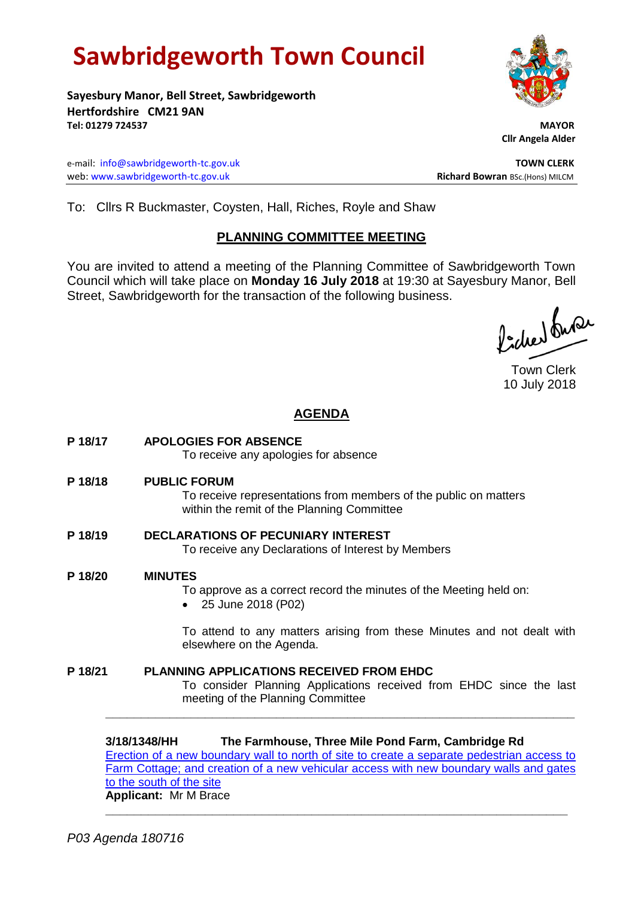# Sawbridgeworth Town Council

**Sayesbury Manor, Bell Street, Sawbridgeworth**
**Hertfordshire CM21 9AN**
**Tel: 01279 724537**

**MAYOR**
**Cllr Angela Alder**

e-mail: info@sawbridgeworth-tc.gov.uk
web: www.sawbridgeworth-tc.gov.uk

**TOWN CLERK**
**Richard Bowran** BSc.(Hons) MILCM

To: Cllrs R Buckmaster, Coysten, Hall, Riches, Royle and Shaw

## PLANNING COMMITTEE MEETING

You are invited to attend a meeting of the Planning Committee of Sawbridgeworth Town Council which will take place on **Monday 16 July 2018** at 19:30 at Sayesbury Manor, Bell Street, Sawbridgeworth for the transaction of the following business.

Town Clerk
10 July 2018

## AGENDA

**P 18/17 APOLOGIES FOR ABSENCE**
To receive any apologies for absence

**P 18/18 PUBLIC FORUM**
To receive representations from members of the public on matters within the remit of the Planning Committee

**P 18/19 DECLARATIONS OF PECUNIARY INTEREST**
To receive any Declarations of Interest by Members

**P 18/20 MINUTES**
To approve as a correct record the minutes of the Meeting held on:

- 25 June 2018 (P02)

To attend to any matters arising from these Minutes and not dealt with elsewhere on the Agenda.

**P 18/21 PLANNING APPLICATIONS RECEIVED FROM EHDC**
To consider Planning Applications received from EHDC since the last meeting of the Planning Committee

---

**3/18/1348/HH The Farmhouse, Three Mile Pond Farm, Cambridge Rd**
Erection of a new boundary wall to north of site to create a separate pedestrian access to Farm Cottage; and creation of a new vehicular access with new boundary walls and gates to the south of the site
**Applicant:** Mr M Brace

---

*P03 Agenda 180716*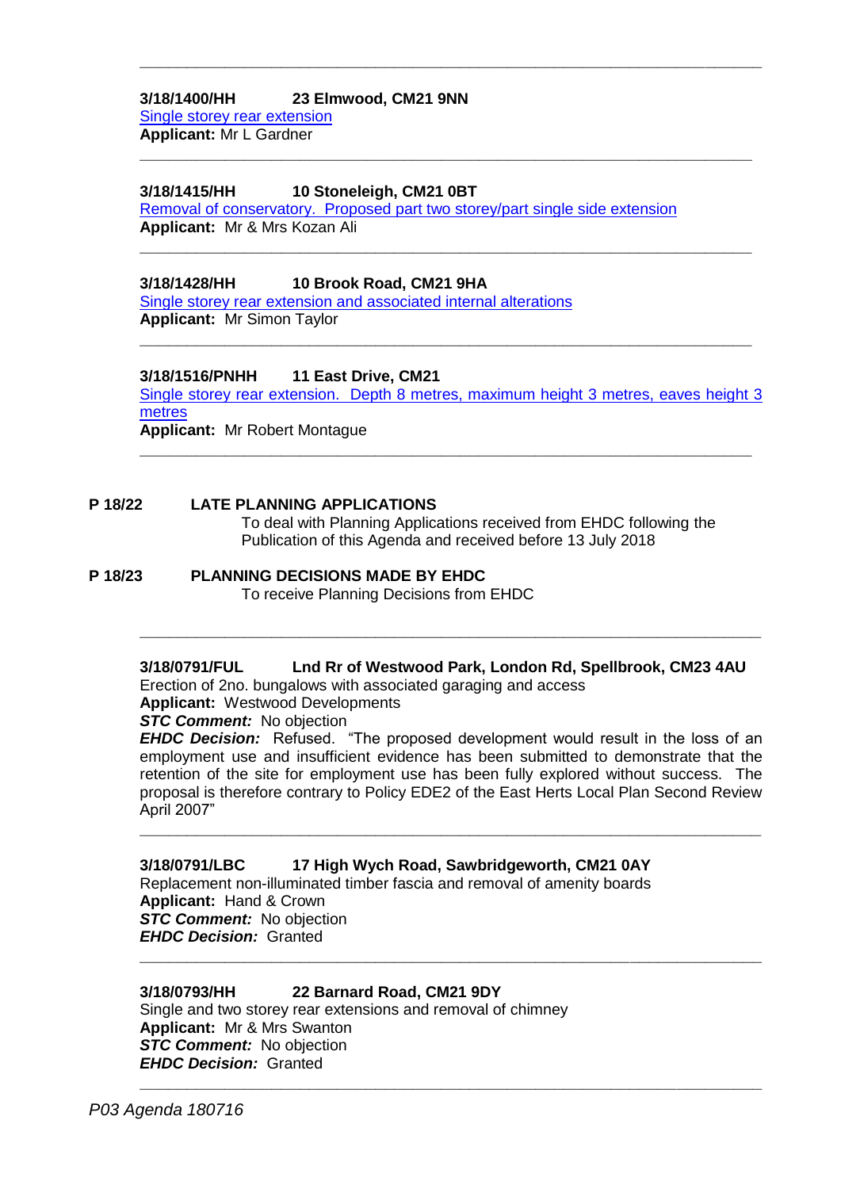---

**3/18/1400/HH 23 Elmwood, CM21 9NN**
Single storey rear extension
**Applicant:** Mr L Gardner

---

**3/18/1415/HH 10 Stoneleigh, CM21 0BT**
Removal of conservatory. Proposed part two storey/part single side extension
**Applicant:** Mr & Mrs Kozan Ali

---

**3/18/1428/HH 10 Brook Road, CM21 9HA**
Single storey rear extension and associated internal alterations
**Applicant:** Mr Simon Taylor

---

**3/18/1516/PNHH 11 East Drive, CM21**
Single storey rear extension. Depth 8 metres, maximum height 3 metres, eaves height 3 metres
**Applicant:** Mr Robert Montague

---

**P 18/22 LATE PLANNING APPLICATIONS**

To deal with Planning Applications received from EHDC following the Publication of this Agenda and received before 13 July 2018

**P 18/23 PLANNING DECISIONS MADE BY EHDC**

To receive Planning Decisions from EHDC

---

**3/18/0791/FUL Lnd Rr of Westwood Park, London Rd, Spellbrook, CM23 4AU**
Erection of 2no. bungalows with associated garaging and access
**Applicant:** Westwood Developments
***STC Comment:*** No objection
***EHDC Decision:*** Refused. "The proposed development would result in the loss of an employment use and insufficient evidence has been submitted to demonstrate that the retention of the site for employment use has been fully explored without success. The proposal is therefore contrary to Policy EDE2 of the East Herts Local Plan Second Review April 2007"

---

**3/18/0791/LBC 17 High Wych Road, Sawbridgeworth, CM21 0AY**
Replacement non-illuminated timber fascia and removal of amenity boards
**Applicant:** Hand & Crown
***STC Comment:*** No objection
***EHDC Decision:*** Granted

---

**3/18/0793/HH 22 Barnard Road, CM21 9DY**
Single and two storey rear extensions and removal of chimney
**Applicant:** Mr & Mrs Swanton
***STC Comment:*** No objection
***EHDC Decision:*** Granted

---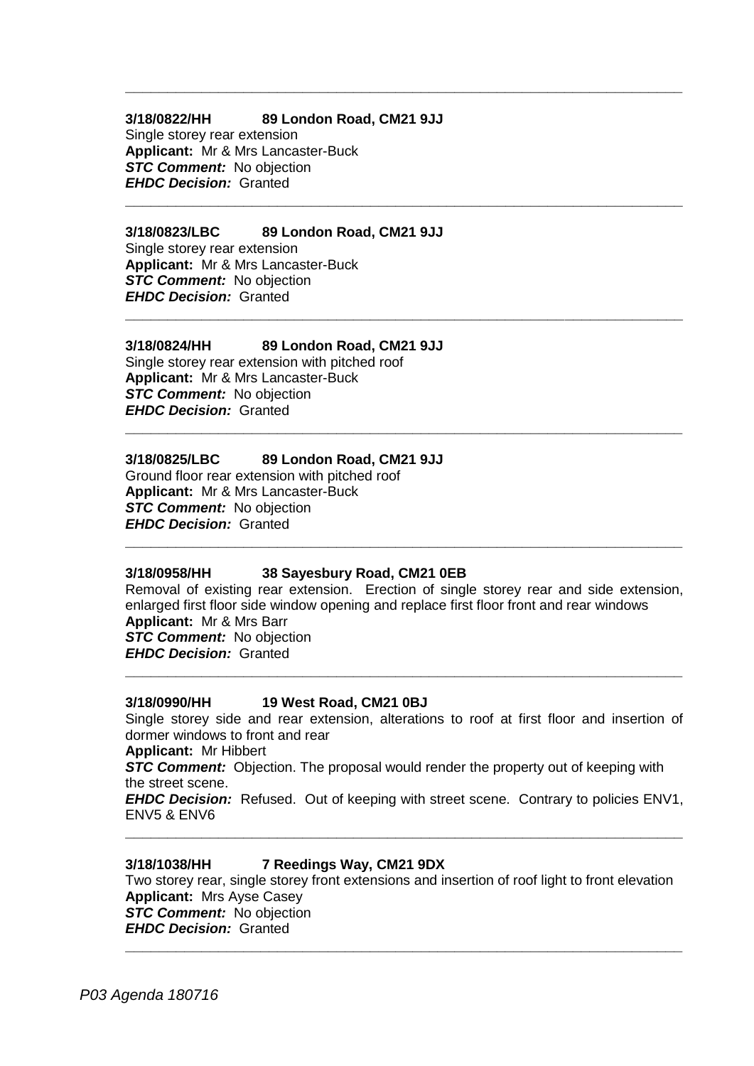---

**3/18/0822/HH 89 London Road, CM21 9JJ**
Single storey rear extension
**Applicant:** Mr & Mrs Lancaster-Buck
***STC Comment:*** No objection
***EHDC Decision:*** Granted

---

**3/18/0823/LBC 89 London Road, CM21 9JJ**
Single storey rear extension
**Applicant:** Mr & Mrs Lancaster-Buck
***STC Comment:*** No objection
***EHDC Decision:*** Granted

---

**3/18/0824/HH 89 London Road, CM21 9JJ**
Single storey rear extension with pitched roof
**Applicant:** Mr & Mrs Lancaster-Buck
***STC Comment:*** No objection
***EHDC Decision:*** Granted

---

**3/18/0825/LBC 89 London Road, CM21 9JJ**
Ground floor rear extension with pitched roof
**Applicant:** Mr & Mrs Lancaster-Buck
***STC Comment:*** No objection
***EHDC Decision:*** Granted

---

**3/18/0958/HH 38 Sayesbury Road, CM21 0EB**
Removal of existing rear extension. Erection of single storey rear and side extension, enlarged first floor side window opening and replace first floor front and rear windows
**Applicant:** Mr & Mrs Barr
***STC Comment:*** No objection
***EHDC Decision:*** Granted

---

**3/18/0990/HH 19 West Road, CM21 0BJ**
Single storey side and rear extension, alterations to roof at first floor and insertion of dormer windows to front and rear
**Applicant:** Mr Hibbert
***STC Comment:*** Objection. The proposal would render the property out of keeping with the street scene.
***EHDC Decision:*** Refused. Out of keeping with street scene. Contrary to policies ENV1, ENV5 & ENV6

---

**3/18/1038/HH 7 Reedings Way, CM21 9DX**
Two storey rear, single storey front extensions and insertion of roof light to front elevation
**Applicant:** Mrs Ayse Casey
***STC Comment:*** No objection
***EHDC Decision:*** Granted

---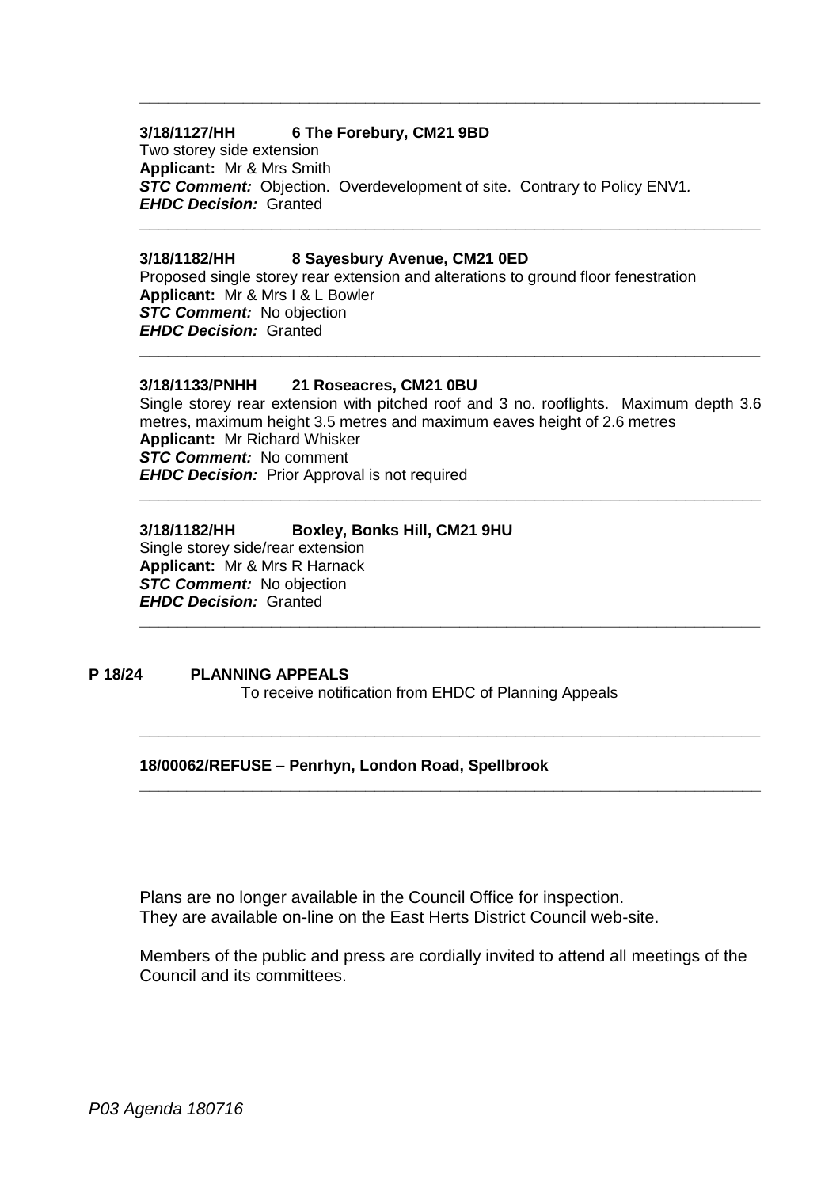---

**3/18/1127/HH 6 The Forebury, CM21 9BD**
Two storey side extension
**Applicant:** Mr & Mrs Smith
***STC Comment:*** Objection. Overdevelopment of site. Contrary to Policy ENV1.
***EHDC Decision:*** Granted

---

**3/18/1182/HH 8 Sayesbury Avenue, CM21 0ED**
Proposed single storey rear extension and alterations to ground floor fenestration
**Applicant:** Mr & Mrs I & L Bowler
***STC Comment:*** No objection
***EHDC Decision:*** Granted

---

**3/18/1133/PNHH 21 Roseacres, CM21 0BU**
Single storey rear extension with pitched roof and 3 no. rooflights. Maximum depth 3.6 metres, maximum height 3.5 metres and maximum eaves height of 2.6 metres
**Applicant:** Mr Richard Whisker
***STC Comment:*** No comment
***EHDC Decision:*** Prior Approval is not required

---

**3/18/1182/HH Boxley, Bonks Hill, CM21 9HU**
Single storey side/rear extension
**Applicant:** Mr & Mrs R Harnack
***STC Comment:*** No objection
***EHDC Decision:*** Granted

---

**P 18/24 PLANNING APPEALS**

To receive notification from EHDC of Planning Appeals

---

**18/00062/REFUSE – Penrhyn, London Road, Spellbrook**

---

Plans are no longer available in the Council Office for inspection.
They are available on-line on the East Herts District Council web-site.

Members of the public and press are cordially invited to attend all meetings of the Council and its committees.

*P03 Agenda 180716*